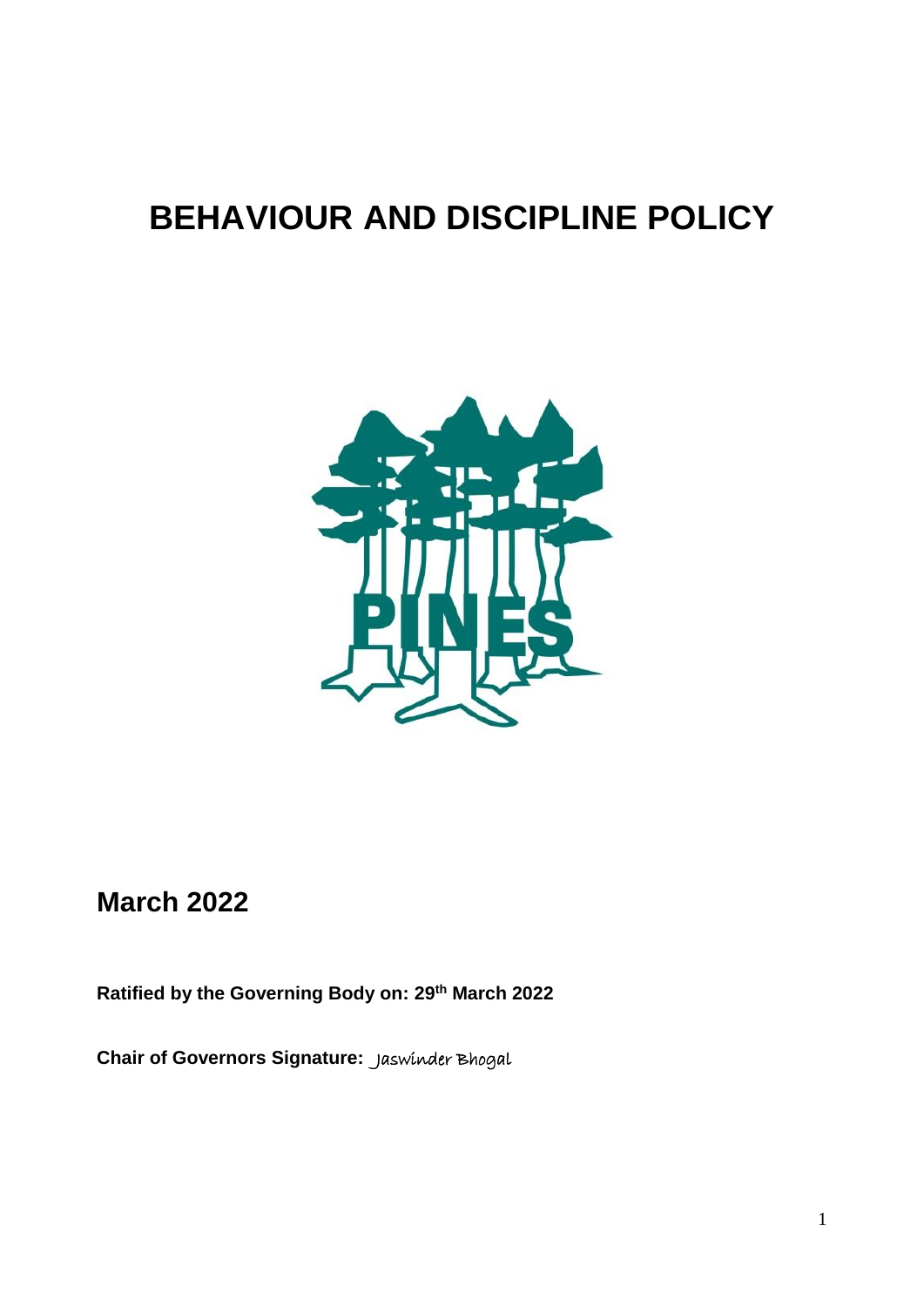# BEHAVIOUR AND DISCIPLINE POLICY

## March 2022

**Ratified by the Governing Body on: 29th March 2022**

**Chair of Governors Signature:** Jaswinder Bhogal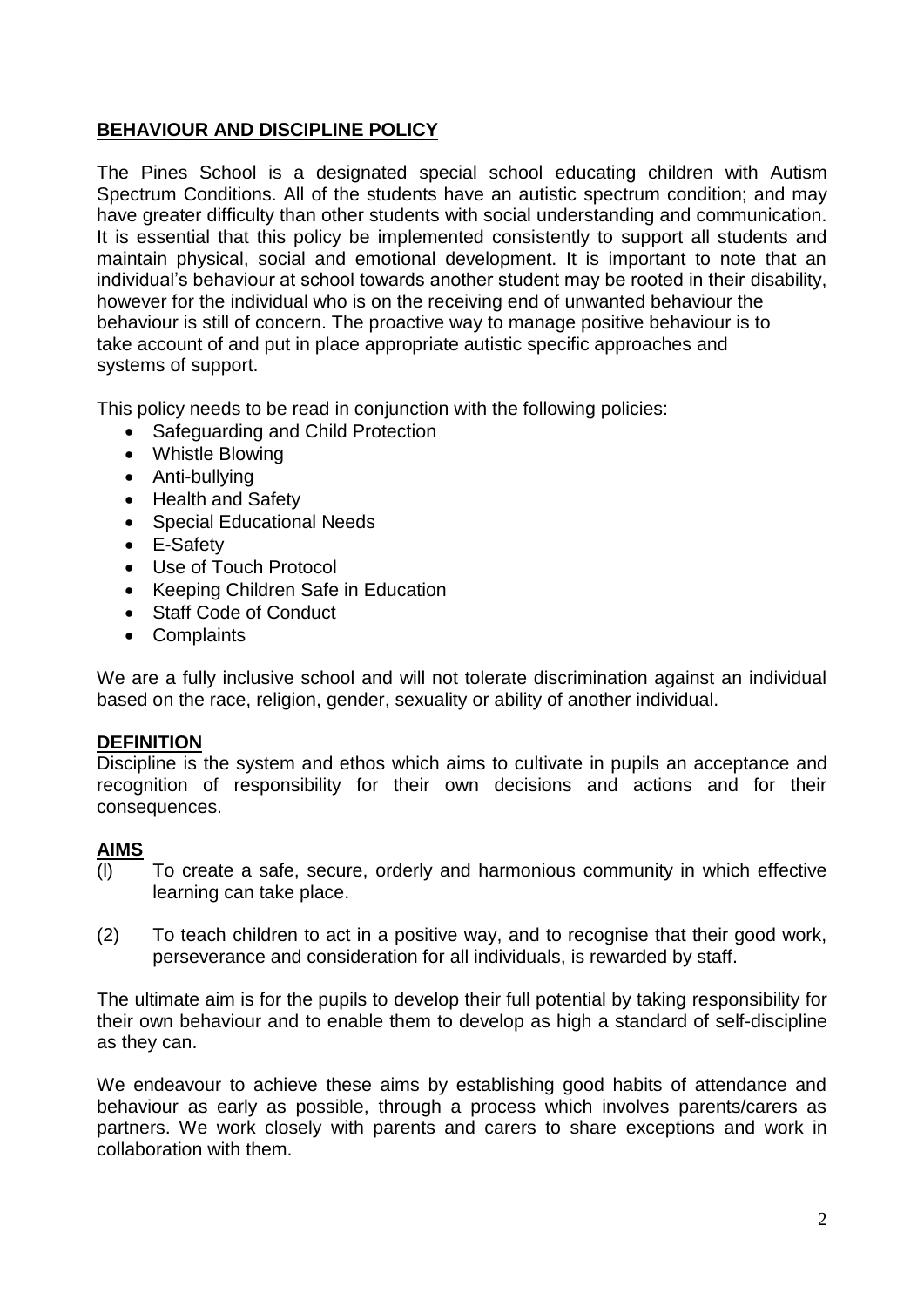## BEHAVIOUR AND DISCIPLINE POLICY

The Pines School is a designated special school educating children with Autism Spectrum Conditions. All of the students have an autistic spectrum condition; and may have greater difficulty than other students with social understanding and communication. It is essential that this policy be implemented consistently to support all students and maintain physical, social and emotional development. It is important to note that an individual's behaviour at school towards another student may be rooted in their disability, however for the individual who is on the receiving end of unwanted behaviour the behaviour is still of concern. The proactive way to manage positive behaviour is to take account of and put in place appropriate autistic specific approaches and systems of support.

This policy needs to be read in conjunction with the following policies:

- Safeguarding and Child Protection
- Whistle Blowing
- Anti-bullying
- Health and Safety
- Special Educational Needs
- E-Safety
- Use of Touch Protocol
- Keeping Children Safe in Education
- Staff Code of Conduct
- Complaints

We are a fully inclusive school and will not tolerate discrimination against an individual based on the race, religion, gender, sexuality or ability of another individual.

### DEFINITION

Discipline is the system and ethos which aims to cultivate in pupils an acceptance and recognition of responsibility for their own decisions and actions and for their consequences.

### AIMS

(l) To create a safe, secure, orderly and harmonious community in which effective learning can take place.

(2) To teach children to act in a positive way, and to recognise that their good work, perseverance and consideration for all individuals, is rewarded by staff.

The ultimate aim is for the pupils to develop their full potential by taking responsibility for their own behaviour and to enable them to develop as high a standard of self-discipline as they can.

We endeavour to achieve these aims by establishing good habits of attendance and behaviour as early as possible, through a process which involves parents/carers as partners. We work closely with parents and carers to share exceptions and work in collaboration with them.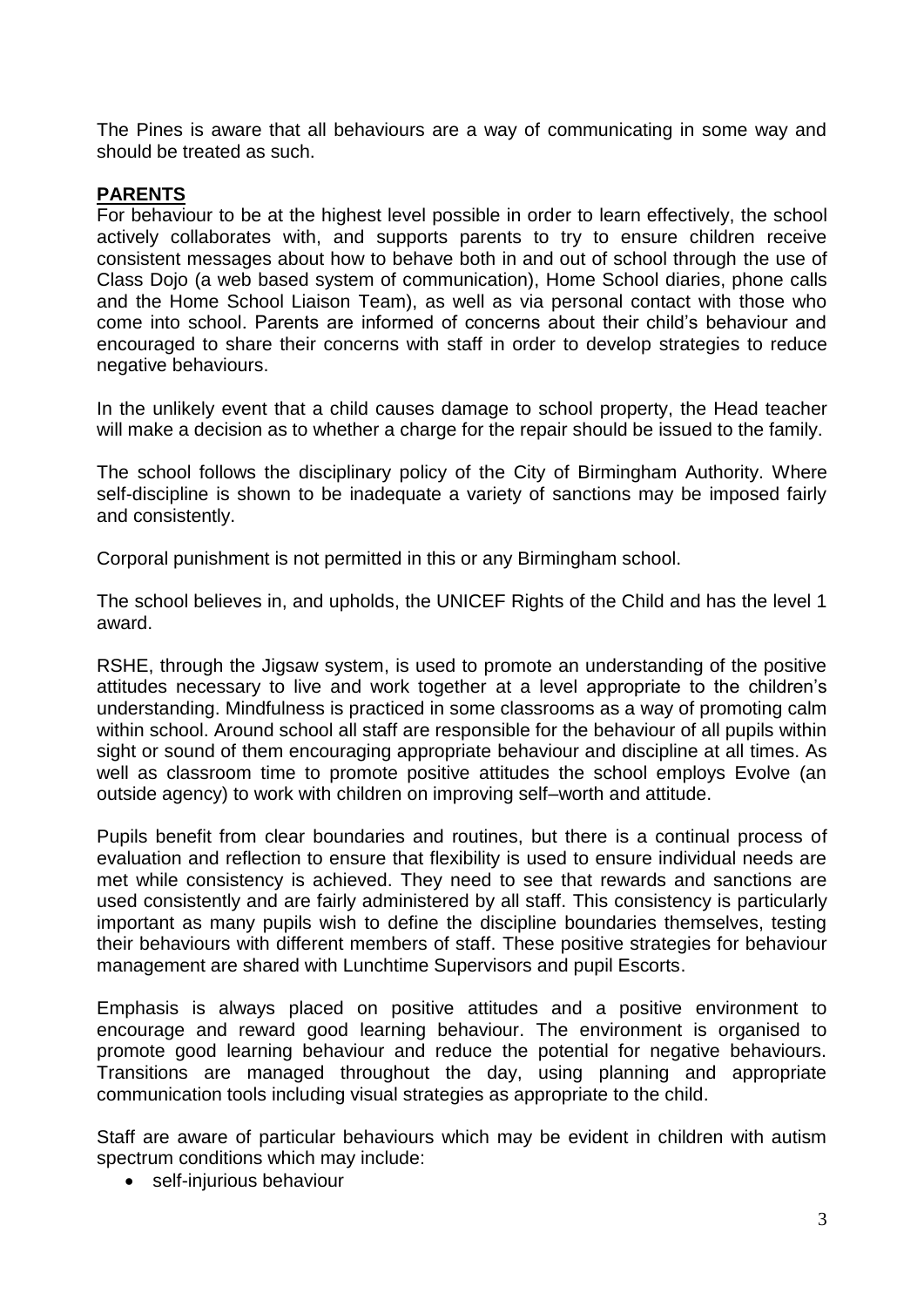The Pines is aware that all behaviours are a way of communicating in some way and should be treated as such.

## PARENTS

For behaviour to be at the highest level possible in order to learn effectively, the school actively collaborates with, and supports parents to try to ensure children receive consistent messages about how to behave both in and out of school through the use of Class Dojo (a web based system of communication), Home School diaries, phone calls and the Home School Liaison Team), as well as via personal contact with those who come into school. Parents are informed of concerns about their child's behaviour and encouraged to share their concerns with staff in order to develop strategies to reduce negative behaviours.

In the unlikely event that a child causes damage to school property, the Head teacher will make a decision as to whether a charge for the repair should be issued to the family.

The school follows the disciplinary policy of the City of Birmingham Authority. Where self-discipline is shown to be inadequate a variety of sanctions may be imposed fairly and consistently.

Corporal punishment is not permitted in this or any Birmingham school.

The school believes in, and upholds, the UNICEF Rights of the Child and has the level 1 award.

RSHE, through the Jigsaw system, is used to promote an understanding of the positive attitudes necessary to live and work together at a level appropriate to the children's understanding. Mindfulness is practiced in some classrooms as a way of promoting calm within school. Around school all staff are responsible for the behaviour of all pupils within sight or sound of them encouraging appropriate behaviour and discipline at all times. As well as classroom time to promote positive attitudes the school employs Evolve (an outside agency) to work with children on improving self–worth and attitude.

Pupils benefit from clear boundaries and routines, but there is a continual process of evaluation and reflection to ensure that flexibility is used to ensure individual needs are met while consistency is achieved. They need to see that rewards and sanctions are used consistently and are fairly administered by all staff. This consistency is particularly important as many pupils wish to define the discipline boundaries themselves, testing their behaviours with different members of staff. These positive strategies for behaviour management are shared with Lunchtime Supervisors and pupil Escorts.

Emphasis is always placed on positive attitudes and a positive environment to encourage and reward good learning behaviour. The environment is organised to promote good learning behaviour and reduce the potential for negative behaviours. Transitions are managed throughout the day, using planning and appropriate communication tools including visual strategies as appropriate to the child.

Staff are aware of particular behaviours which may be evident in children with autism spectrum conditions which may include:

- self-injurious behaviour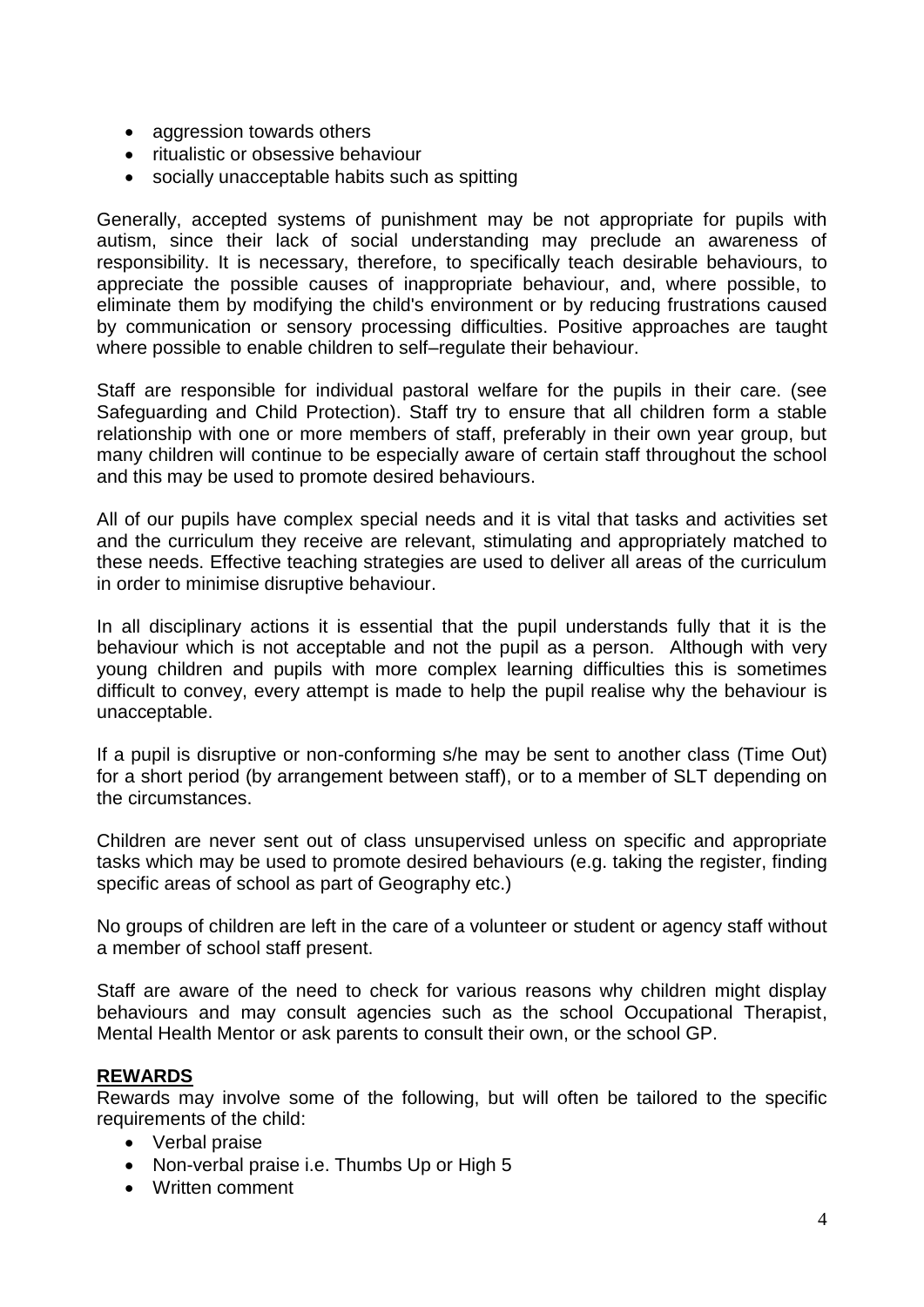- aggression towards others
- ritualistic or obsessive behaviour
- socially unacceptable habits such as spitting

Generally, accepted systems of punishment may be not appropriate for pupils with autism, since their lack of social understanding may preclude an awareness of responsibility. It is necessary, therefore, to specifically teach desirable behaviours, to appreciate the possible causes of inappropriate behaviour, and, where possible, to eliminate them by modifying the child's environment or by reducing frustrations caused by communication or sensory processing difficulties. Positive approaches are taught where possible to enable children to self–regulate their behaviour.

Staff are responsible for individual pastoral welfare for the pupils in their care. (see Safeguarding and Child Protection). Staff try to ensure that all children form a stable relationship with one or more members of staff, preferably in their own year group, but many children will continue to be especially aware of certain staff throughout the school and this may be used to promote desired behaviours.

All of our pupils have complex special needs and it is vital that tasks and activities set and the curriculum they receive are relevant, stimulating and appropriately matched to these needs. Effective teaching strategies are used to deliver all areas of the curriculum in order to minimise disruptive behaviour.

In all disciplinary actions it is essential that the pupil understands fully that it is the behaviour which is not acceptable and not the pupil as a person. Although with very young children and pupils with more complex learning difficulties this is sometimes difficult to convey, every attempt is made to help the pupil realise why the behaviour is unacceptable.

If a pupil is disruptive or non-conforming s/he may be sent to another class (Time Out) for a short period (by arrangement between staff), or to a member of SLT depending on the circumstances.

Children are never sent out of class unsupervised unless on specific and appropriate tasks which may be used to promote desired behaviours (e.g. taking the register, finding specific areas of school as part of Geography etc.)

No groups of children are left in the care of a volunteer or student or agency staff without a member of school staff present.

Staff are aware of the need to check for various reasons why children might display behaviours and may consult agencies such as the school Occupational Therapist, Mental Health Mentor or ask parents to consult their own, or the school GP.

## REWARDS

Rewards may involve some of the following, but will often be tailored to the specific requirements of the child:

- Verbal praise
- Non-verbal praise i.e. Thumbs Up or High 5
- Written comment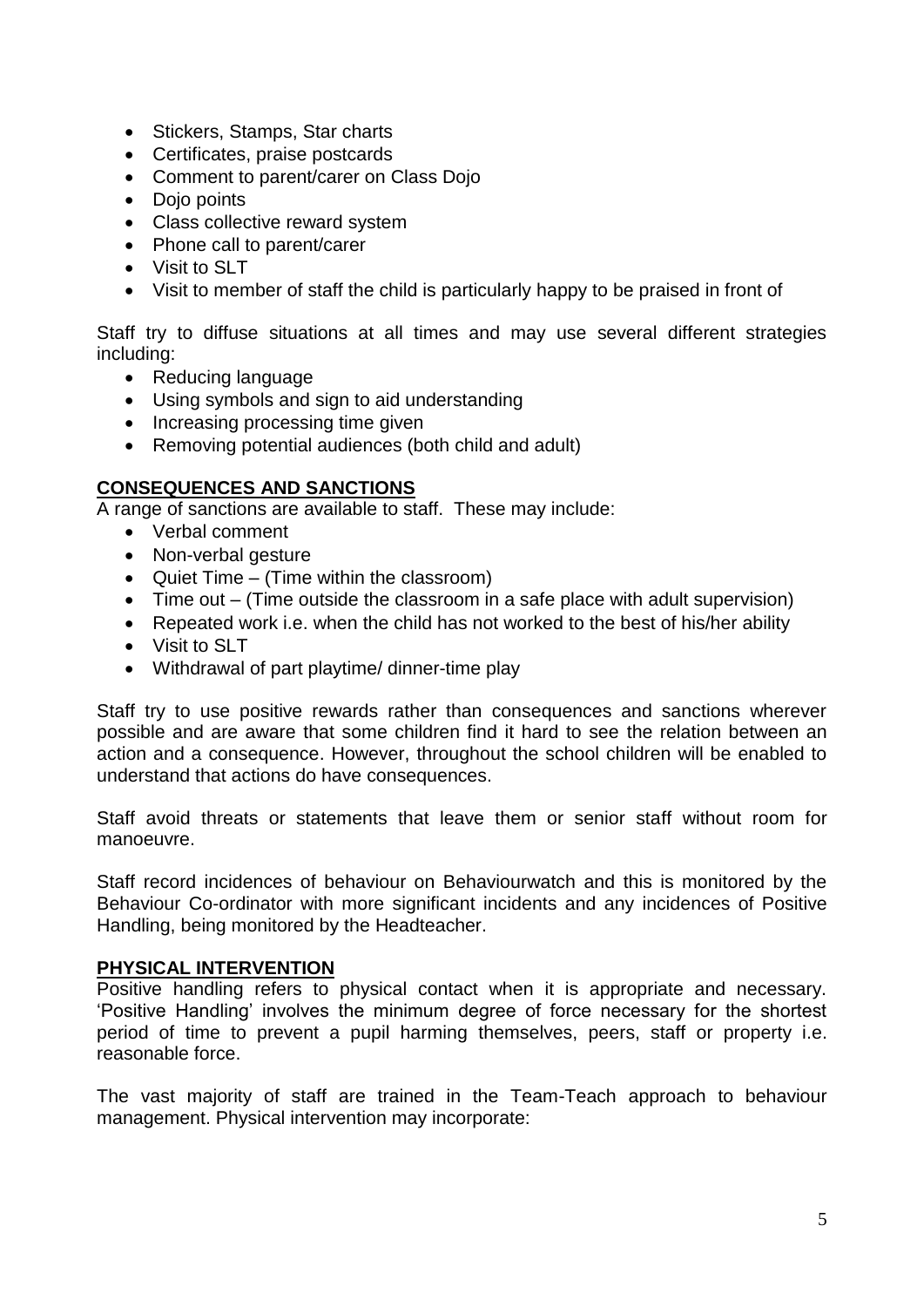- Stickers, Stamps, Star charts
- Certificates, praise postcards
- Comment to parent/carer on Class Dojo
- Dojo points
- Class collective reward system
- Phone call to parent/carer
- Visit to SLT
- Visit to member of staff the child is particularly happy to be praised in front of

Staff try to diffuse situations at all times and may use several different strategies including:

- Reducing language
- Using symbols and sign to aid understanding
- Increasing processing time given
- Removing potential audiences (both child and adult)

## CONSEQUENCES AND SANCTIONS

A range of sanctions are available to staff. These may include:

- Verbal comment
- Non-verbal gesture
- Quiet Time – (Time within the classroom)
- Time out – (Time outside the classroom in a safe place with adult supervision)
- Repeated work i.e. when the child has not worked to the best of his/her ability
- Visit to SLT
- Withdrawal of part playtime/ dinner-time play

Staff try to use positive rewards rather than consequences and sanctions wherever possible and are aware that some children find it hard to see the relation between an action and a consequence. However, throughout the school children will be enabled to understand that actions do have consequences.

Staff avoid threats or statements that leave them or senior staff without room for manoeuvre.

Staff record incidences of behaviour on Behaviourwatch and this is monitored by the Behaviour Co-ordinator with more significant incidents and any incidences of Positive Handling, being monitored by the Headteacher.

## PHYSICAL INTERVENTION

Positive handling refers to physical contact when it is appropriate and necessary. 'Positive Handling' involves the minimum degree of force necessary for the shortest period of time to prevent a pupil harming themselves, peers, staff or property i.e. reasonable force.

The vast majority of staff are trained in the Team-Teach approach to behaviour management. Physical intervention may incorporate: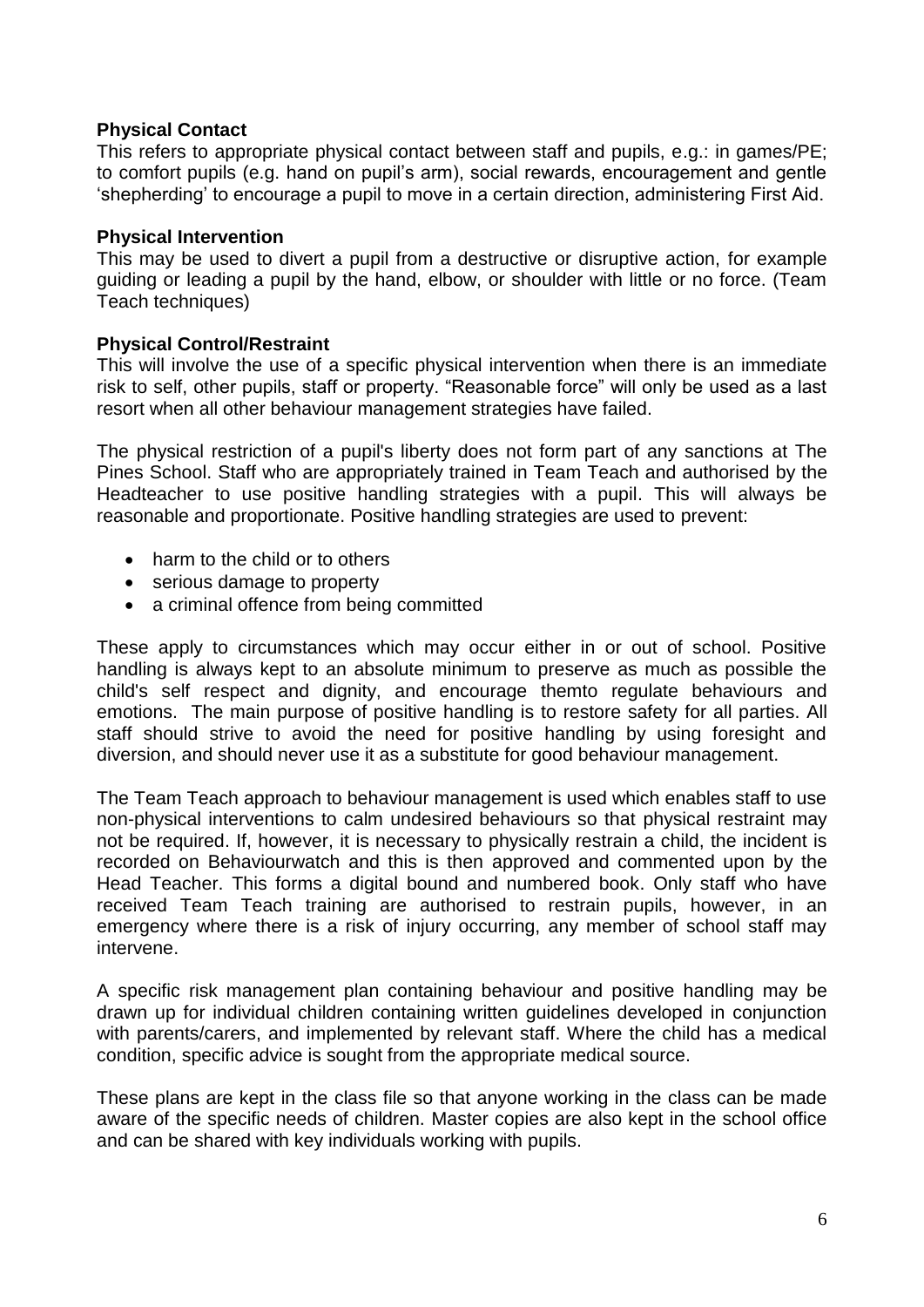**Physical Contact**

This refers to appropriate physical contact between staff and pupils, e.g.: in games/PE; to comfort pupils (e.g. hand on pupil's arm), social rewards, encouragement and gentle 'shepherding' to encourage a pupil to move in a certain direction, administering First Aid.

**Physical Intervention**

This may be used to divert a pupil from a destructive or disruptive action, for example guiding or leading a pupil by the hand, elbow, or shoulder with little or no force. (Team Teach techniques)

**Physical Control/Restraint**

This will involve the use of a specific physical intervention when there is an immediate risk to self, other pupils, staff or property. "Reasonable force" will only be used as a last resort when all other behaviour management strategies have failed.

The physical restriction of a pupil's liberty does not form part of any sanctions at The Pines School. Staff who are appropriately trained in Team Teach and authorised by the Headteacher to use positive handling strategies with a pupil. This will always be reasonable and proportionate. Positive handling strategies are used to prevent:

- harm to the child or to others
- serious damage to property
- a criminal offence from being committed

These apply to circumstances which may occur either in or out of school. Positive handling is always kept to an absolute minimum to preserve as much as possible the child's self respect and dignity, and encourage themto regulate behaviours and emotions. The main purpose of positive handling is to restore safety for all parties. All staff should strive to avoid the need for positive handling by using foresight and diversion, and should never use it as a substitute for good behaviour management.

The Team Teach approach to behaviour management is used which enables staff to use non-physical interventions to calm undesired behaviours so that physical restraint may not be required. If, however, it is necessary to physically restrain a child, the incident is recorded on Behaviourwatch and this is then approved and commented upon by the Head Teacher. This forms a digital bound and numbered book. Only staff who have received Team Teach training are authorised to restrain pupils, however, in an emergency where there is a risk of injury occurring, any member of school staff may intervene.

A specific risk management plan containing behaviour and positive handling may be drawn up for individual children containing written guidelines developed in conjunction with parents/carers, and implemented by relevant staff. Where the child has a medical condition, specific advice is sought from the appropriate medical source.

These plans are kept in the class file so that anyone working in the class can be made aware of the specific needs of children. Master copies are also kept in the school office and can be shared with key individuals working with pupils.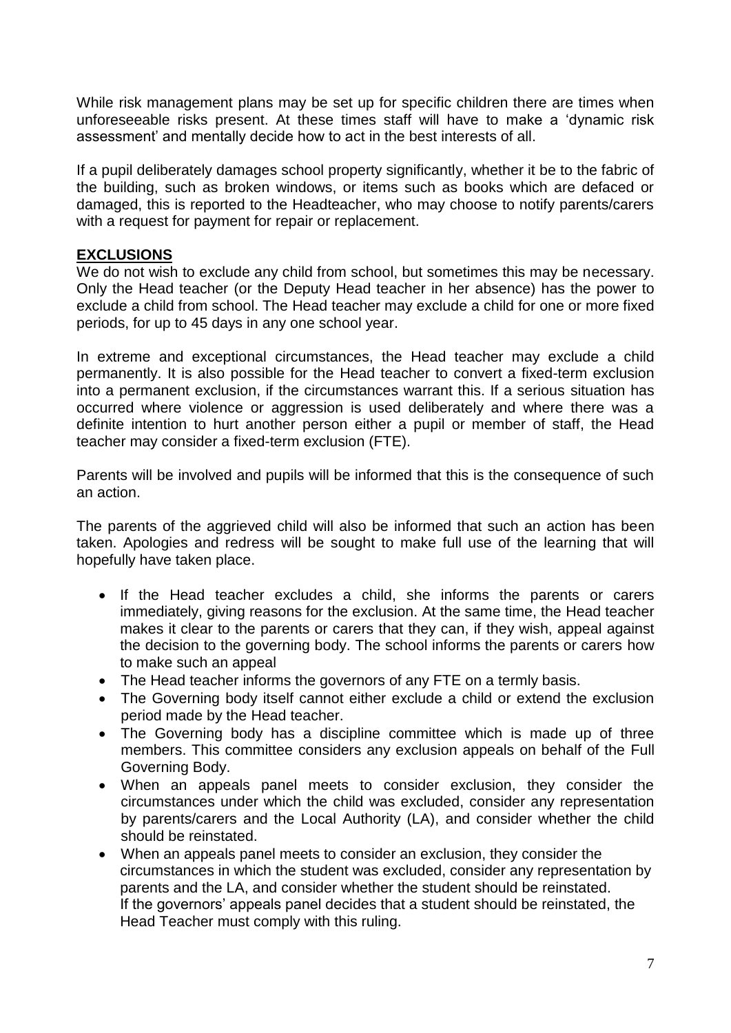While risk management plans may be set up for specific children there are times when unforeseeable risks present. At these times staff will have to make a 'dynamic risk assessment' and mentally decide how to act in the best interests of all.

If a pupil deliberately damages school property significantly, whether it be to the fabric of the building, such as broken windows, or items such as books which are defaced or damaged, this is reported to the Headteacher, who may choose to notify parents/carers with a request for payment for repair or replacement.

## EXCLUSIONS

We do not wish to exclude any child from school, but sometimes this may be necessary. Only the Head teacher (or the Deputy Head teacher in her absence) has the power to exclude a child from school. The Head teacher may exclude a child for one or more fixed periods, for up to 45 days in any one school year.

In extreme and exceptional circumstances, the Head teacher may exclude a child permanently. It is also possible for the Head teacher to convert a fixed-term exclusion into a permanent exclusion, if the circumstances warrant this. If a serious situation has occurred where violence or aggression is used deliberately and where there was a definite intention to hurt another person either a pupil or member of staff, the Head teacher may consider a fixed-term exclusion (FTE).

Parents will be involved and pupils will be informed that this is the consequence of such an action.

The parents of the aggrieved child will also be informed that such an action has been taken. Apologies and redress will be sought to make full use of the learning that will hopefully have taken place.

- If the Head teacher excludes a child, she informs the parents or carers immediately, giving reasons for the exclusion. At the same time, the Head teacher makes it clear to the parents or carers that they can, if they wish, appeal against the decision to the governing body. The school informs the parents or carers how to make such an appeal
- The Head teacher informs the governors of any FTE on a termly basis.
- The Governing body itself cannot either exclude a child or extend the exclusion period made by the Head teacher.
- The Governing body has a discipline committee which is made up of three members. This committee considers any exclusion appeals on behalf of the Full Governing Body.
- When an appeals panel meets to consider exclusion, they consider the circumstances under which the child was excluded, consider any representation by parents/carers and the Local Authority (LA), and consider whether the child should be reinstated.
- When an appeals panel meets to consider an exclusion, they consider the circumstances in which the student was excluded, consider any representation by parents and the LA, and consider whether the student should be reinstated. If the governors' appeals panel decides that a student should be reinstated, the Head Teacher must comply with this ruling.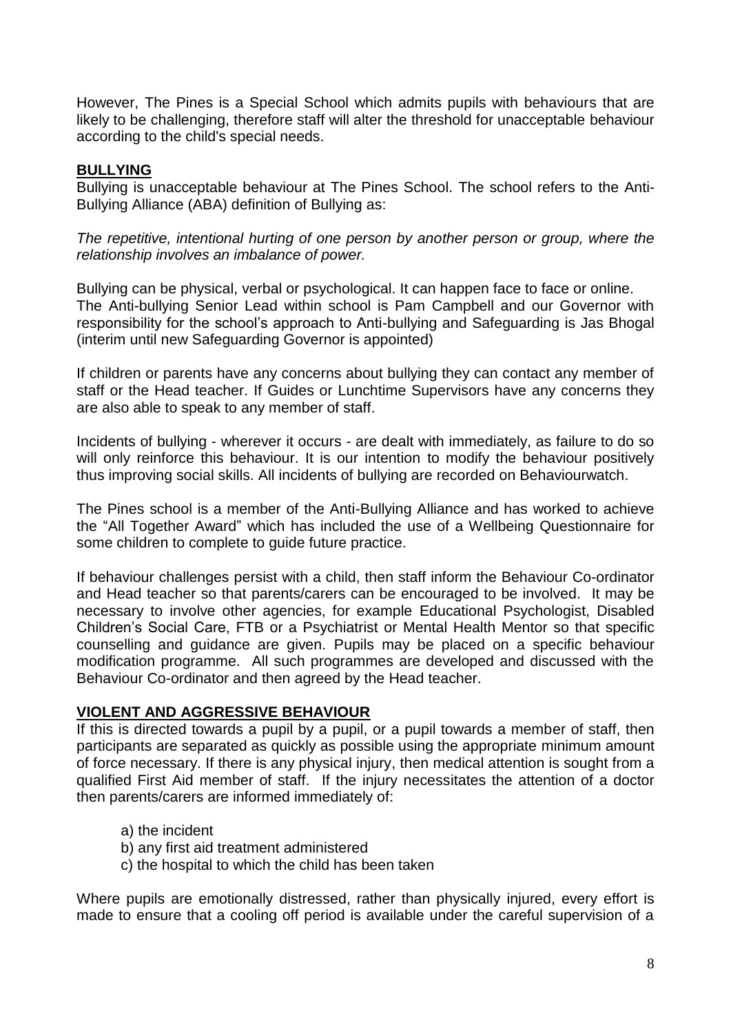However, The Pines is a Special School which admits pupils with behaviours that are likely to be challenging, therefore staff will alter the threshold for unacceptable behaviour according to the child's special needs.

## BULLYING

Bullying is unacceptable behaviour at The Pines School. The school refers to the Anti-Bullying Alliance (ABA) definition of Bullying as:

*The repetitive, intentional hurting of one person by another person or group, where the relationship involves an imbalance of power.*

Bullying can be physical, verbal or psychological. It can happen face to face or online.
The Anti-bullying Senior Lead within school is Pam Campbell and our Governor with responsibility for the school's approach to Anti-bullying and Safeguarding is Jas Bhogal (interim until new Safeguarding Governor is appointed)

If children or parents have any concerns about bullying they can contact any member of staff or the Head teacher. If Guides or Lunchtime Supervisors have any concerns they are also able to speak to any member of staff.

Incidents of bullying - wherever it occurs - are dealt with immediately, as failure to do so will only reinforce this behaviour. It is our intention to modify the behaviour positively thus improving social skills. All incidents of bullying are recorded on Behaviourwatch.

The Pines school is a member of the Anti-Bullying Alliance and has worked to achieve the "All Together Award" which has included the use of a Wellbeing Questionnaire for some children to complete to guide future practice.

If behaviour challenges persist with a child, then staff inform the Behaviour Co-ordinator and Head teacher so that parents/carers can be encouraged to be involved. It may be necessary to involve other agencies, for example Educational Psychologist, Disabled Children's Social Care, FTB or a Psychiatrist or Mental Health Mentor so that specific counselling and guidance are given. Pupils may be placed on a specific behaviour modification programme. All such programmes are developed and discussed with the Behaviour Co-ordinator and then agreed by the Head teacher.

## VIOLENT AND AGGRESSIVE BEHAVIOUR

If this is directed towards a pupil by a pupil, or a pupil towards a member of staff, then participants are separated as quickly as possible using the appropriate minimum amount of force necessary. If there is any physical injury, then medical attention is sought from a qualified First Aid member of staff. If the injury necessitates the attention of a doctor then parents/carers are informed immediately of:

a) the incident
b) any first aid treatment administered
c) the hospital to which the child has been taken

Where pupils are emotionally distressed, rather than physically injured, every effort is made to ensure that a cooling off period is available under the careful supervision of a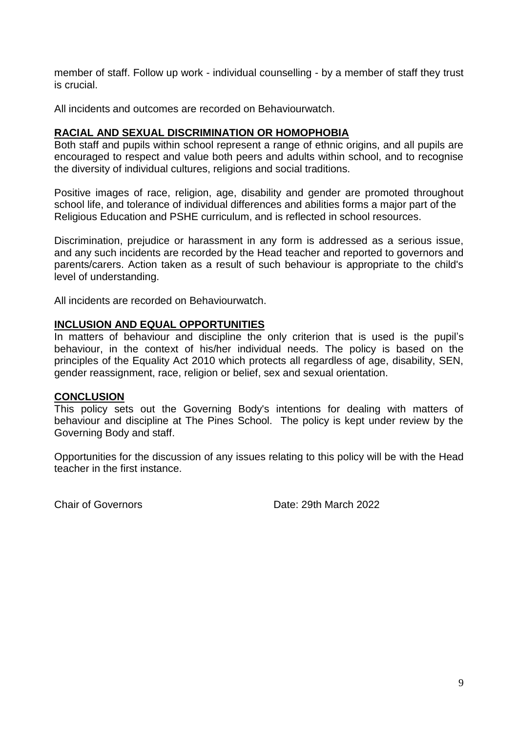member of staff. Follow up work - individual counselling - by a member of staff they trust is crucial.

All incidents and outcomes are recorded on Behaviourwatch.

## RACIAL AND SEXUAL DISCRIMINATION OR HOMOPHOBIA

Both staff and pupils within school represent a range of ethnic origins, and all pupils are encouraged to respect and value both peers and adults within school, and to recognise the diversity of individual cultures, religions and social traditions.

Positive images of race, religion, age, disability and gender are promoted throughout school life, and tolerance of individual differences and abilities forms a major part of the Religious Education and PSHE curriculum, and is reflected in school resources.

Discrimination, prejudice or harassment in any form is addressed as a serious issue, and any such incidents are recorded by the Head teacher and reported to governors and parents/carers. Action taken as a result of such behaviour is appropriate to the child's level of understanding.

All incidents are recorded on Behaviourwatch.

## INCLUSION AND EQUAL OPPORTUNITIES

In matters of behaviour and discipline the only criterion that is used is the pupil's behaviour, in the context of his/her individual needs. The policy is based on the principles of the Equality Act 2010 which protects all regardless of age, disability, SEN, gender reassignment, race, religion or belief, sex and sexual orientation.

## CONCLUSION

This policy sets out the Governing Body's intentions for dealing with matters of behaviour and discipline at The Pines School. The policy is kept under review by the Governing Body and staff.

Opportunities for the discussion of any issues relating to this policy will be with the Head teacher in the first instance.

Chair of Governors Date: 29th March 2022